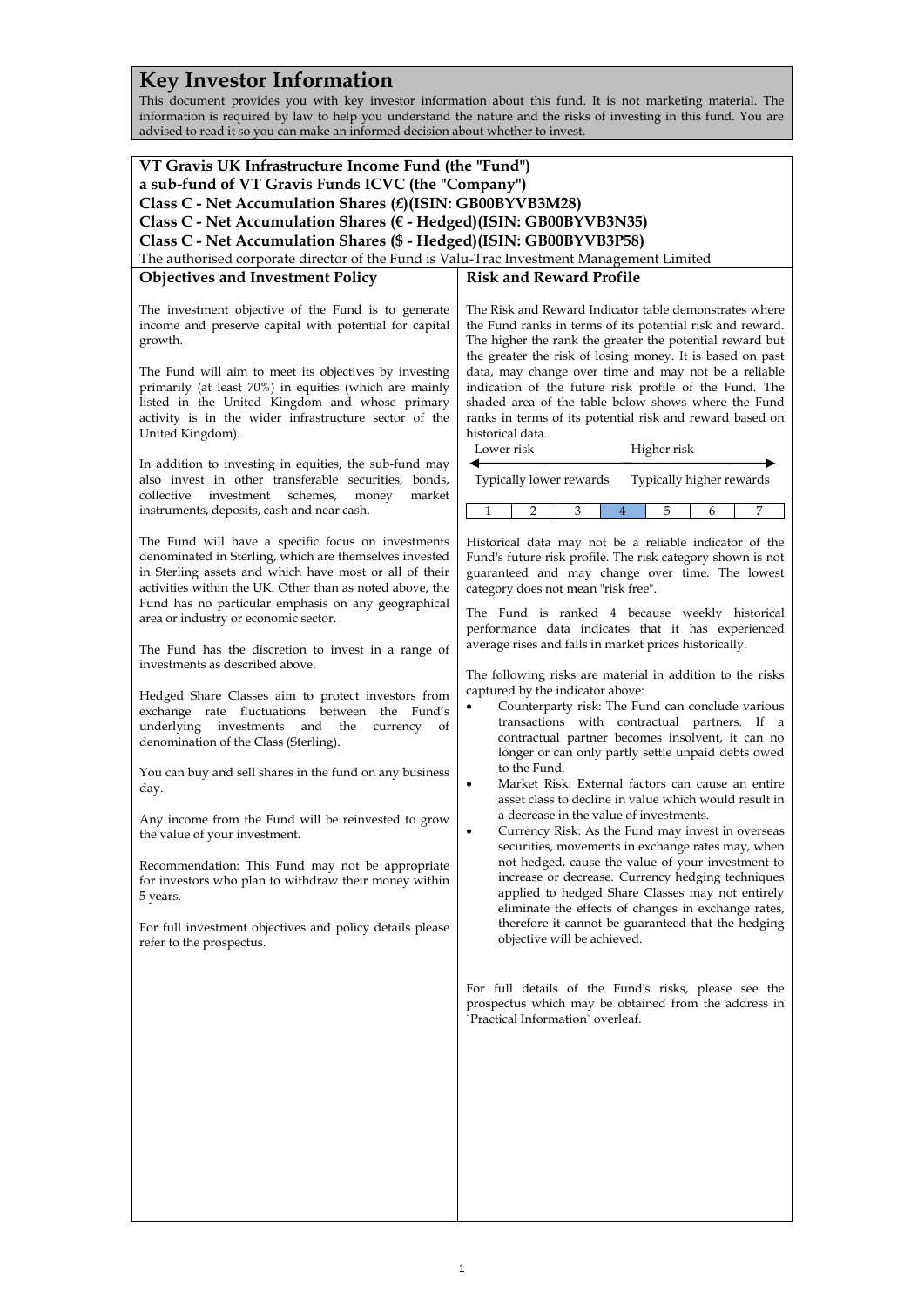# Key Investor Information

This document provides you with key investor information about this fund. It is not marketing material. The information is required by law to help you understand the nature and the risks of investing in this fund. You are advised to read it so you can make an informed decision about whether to invest.

**VT Gravis UK Infrastructure Income Fund (the "Fund")**
**a sub-fund of VT Gravis Funds ICVC (the "Company")**
**Class C - Net Accumulation Shares (£)(ISIN: GB00BYVB3M28)**
**Class C - Net Accumulation Shares (€ - Hedged)(ISIN: GB00BYVB3N35)**
**Class C - Net Accumulation Shares ($ - Hedged)(ISIN: GB00BYVB3P58)**

The authorised corporate director of the Fund is Valu-Trac Investment Management Limited

## Objectives and Investment Policy

The investment objective of the Fund is to generate income and preserve capital with potential for capital growth.

The Fund will aim to meet its objectives by investing primarily (at least 70%) in equities (which are mainly listed in the United Kingdom and whose primary activity is in the wider infrastructure sector of the United Kingdom).

In addition to investing in equities, the sub-fund may also invest in other transferable securities, bonds, collective investment schemes, money market instruments, deposits, cash and near cash.

The Fund will have a specific focus on investments denominated in Sterling, which are themselves invested in Sterling assets and which have most or all of their activities within the UK. Other than as noted above, the Fund has no particular emphasis on any geographical area or industry or economic sector.

The Fund has the discretion to invest in a range of investments as described above.

Hedged Share Classes aim to protect investors from exchange rate fluctuations between the Fund's underlying investments and the currency of denomination of the Class (Sterling).

You can buy and sell shares in the fund on any business day.

Any income from the Fund will be reinvested to grow the value of your investment.

Recommendation: This Fund may not be appropriate for investors who plan to withdraw their money within 5 years.

For full investment objectives and policy details please refer to the prospectus.

## Risk and Reward Profile

The Risk and Reward Indicator table demonstrates where the Fund ranks in terms of its potential risk and reward. The higher the rank the greater the potential reward but the greater the risk of losing money. It is based on past data, may change over time and may not be a reliable indication of the future risk profile of the Fund. The shaded area of the table below shows where the Fund ranks in terms of its potential risk and reward based on historical data.

Lower risk — Higher risk

Typically lower rewards — Typically higher rewards

| 1 | 2 | 3 | **4** | 5 | 6 | 7 |
|---|---|---|---|---|---|---|

Historical data may not be a reliable indicator of the Fund's future risk profile. The risk category shown is not guaranteed and may change over time. The lowest category does not mean "risk free".

The Fund is ranked 4 because weekly historical performance data indicates that it has experienced average rises and falls in market prices historically.

The following risks are material in addition to the risks captured by the indicator above:

- Counterparty risk: The Fund can conclude various transactions with contractual partners. If a contractual partner becomes insolvent, it can no longer or can only partly settle unpaid debts owed to the Fund.
- Market Risk: External factors can cause an entire asset class to decline in value which would result in a decrease in the value of investments.
- Currency Risk: As the Fund may invest in overseas securities, movements in exchange rates may, when not hedged, cause the value of your investment to increase or decrease. Currency hedging techniques applied to hedged Share Classes may not entirely eliminate the effects of changes in exchange rates, therefore it cannot be guaranteed that the hedging objective will be achieved.

For full details of the Fund's risks, please see the prospectus which may be obtained from the address in `Practical Information` overleaf.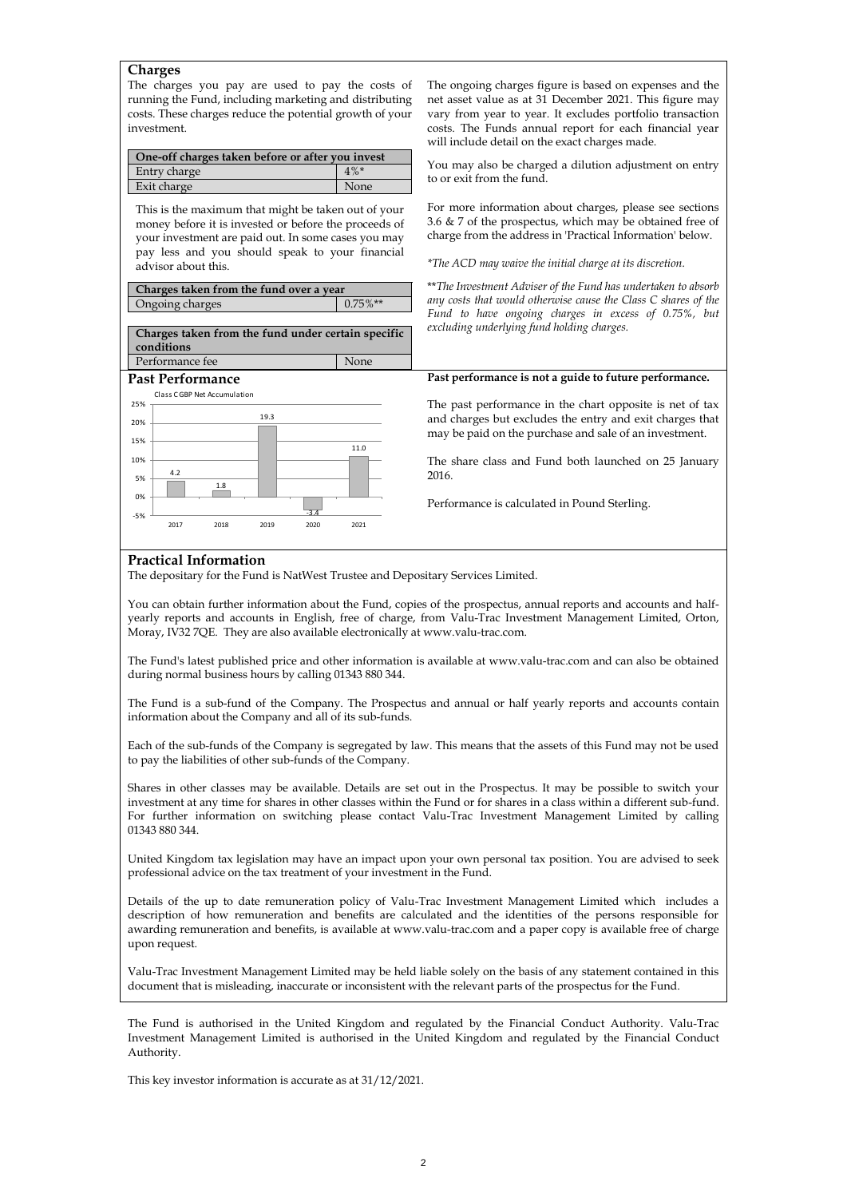## Charges

The charges you pay are used to pay the costs of running the Fund, including marketing and distributing costs. These charges reduce the potential growth of your investment.

| One-off charges taken before or after you invest | |
|---|---|
| Entry charge | 4%* |
| Exit charge | None |

This is the maximum that might be taken out of your money before it is invested or before the proceeds of your investment are paid out. In some cases you may pay less and you should speak to your financial advisor about this.

| Charges taken from the fund over a year | |
|---|---|
| Ongoing charges | 0.75%** |

| Charges taken from the fund under certain specific conditions | |
|---|---|
| Performance fee | None |

The ongoing charges figure is based on expenses and the net asset value as at 31 December 2021. This figure may vary from year to year. It excludes portfolio transaction costs. The Funds annual report for each financial year will include detail on the exact charges made.

You may also be charged a dilution adjustment on entry to or exit from the fund.

For more information about charges, please see sections 3.6 & 7 of the prospectus, which may be obtained free of charge from the address in 'Practical Information' below.

*\*The ACD may waive the initial charge at its discretion.*

*\*\*The Investment Adviser of the Fund has undertaken to absorb any costs that would otherwise cause the Class C shares of the Fund to have ongoing charges in excess of 0.75%, but excluding underlying fund holding charges.*

## Past Performance

Class C GBP Net Accumulation

25%
20%
15%
10%
5%
0%
-5%

4.2
1.8
19.3
-3.4
11.0

2017
2018
2019
2020
2021

**Past performance is not a guide to future performance.**

The past performance in the chart opposite is net of tax and charges but excludes the entry and exit charges that may be paid on the purchase and sale of an investment.

The share class and Fund both launched on 25 January 2016.

Performance is calculated in Pound Sterling.

## Practical Information

The depositary for the Fund is NatWest Trustee and Depositary Services Limited.

You can obtain further information about the Fund, copies of the prospectus, annual reports and accounts and half-yearly reports and accounts in English, free of charge, from Valu-Trac Investment Management Limited, Orton, Moray, IV32 7QE. They are also available electronically at www.valu-trac.com.

The Fund's latest published price and other information is available at www.valu-trac.com and can also be obtained during normal business hours by calling 01343 880 344.

The Fund is a sub-fund of the Company. The Prospectus and annual or half yearly reports and accounts contain information about the Company and all of its sub-funds.

Each of the sub-funds of the Company is segregated by law. This means that the assets of this Fund may not be used to pay the liabilities of other sub-funds of the Company.

Shares in other classes may be available. Details are set out in the Prospectus. It may be possible to switch your investment at any time for shares in other classes within the Fund or for shares in a class within a different sub-fund. For further information on switching please contact Valu-Trac Investment Management Limited by calling 01343 880 344.

United Kingdom tax legislation may have an impact upon your own personal tax position. You are advised to seek professional advice on the tax treatment of your investment in the Fund.

Details of the up to date remuneration policy of Valu-Trac Investment Management Limited which includes a description of how remuneration and benefits are calculated and the identities of the persons responsible for awarding remuneration and benefits, is available at www.valu-trac.com and a paper copy is available free of charge upon request.

Valu-Trac Investment Management Limited may be held liable solely on the basis of any statement contained in this document that is misleading, inaccurate or inconsistent with the relevant parts of the prospectus for the Fund.

The Fund is authorised in the United Kingdom and regulated by the Financial Conduct Authority. Valu-Trac Investment Management Limited is authorised in the United Kingdom and regulated by the Financial Conduct Authority.

This key investor information is accurate as at 31/12/2021.